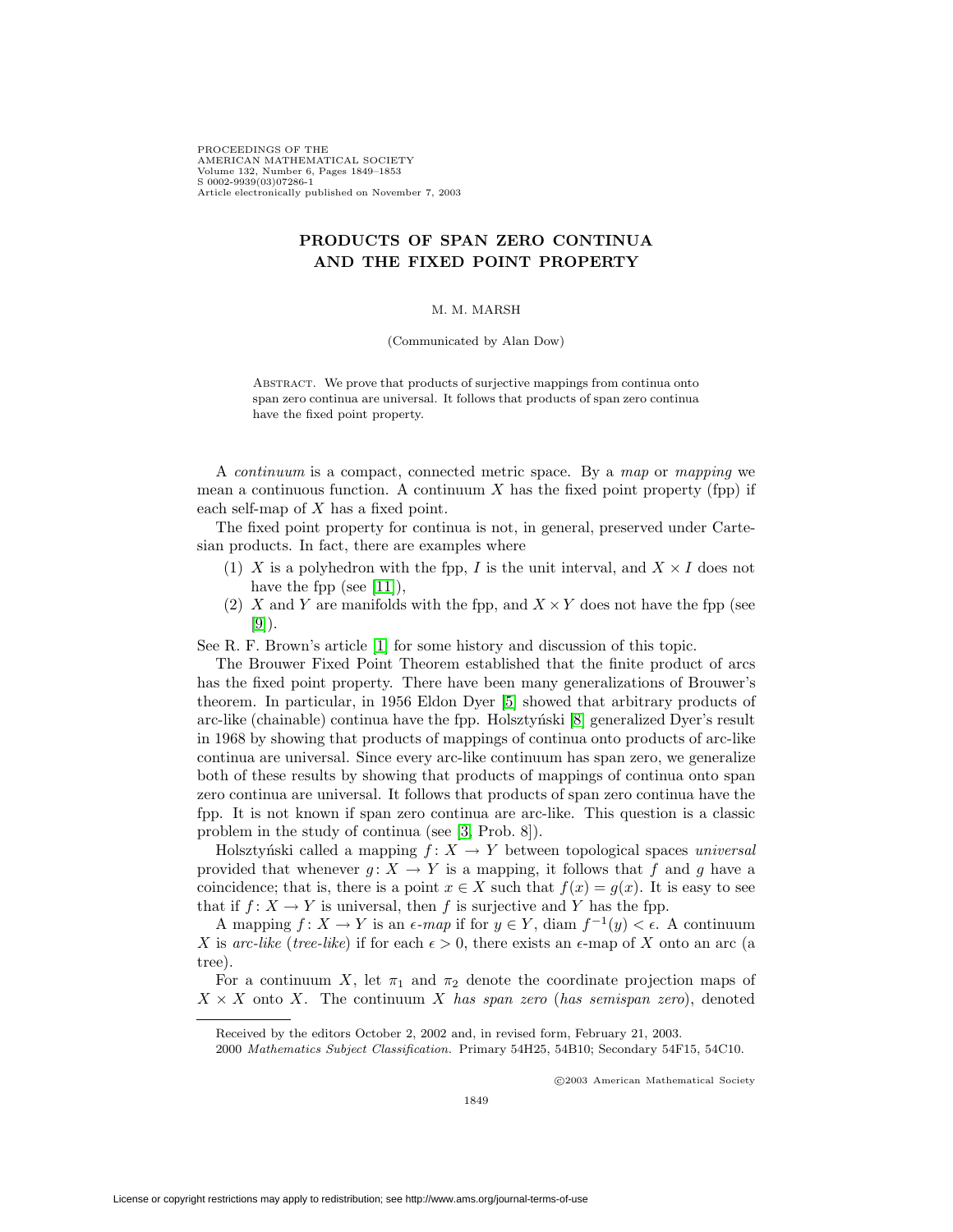# PRODUCTS OF SPAN ZERO CONTINUA AND THE FIXED POINT PROPERTY

M. M. MARSH

(Communicated by Alan Dow)

ABSTRACT. We prove that products of surjective mappings from continua onto span zero continua are universal. It follows that products of span zero continua have the fixed point property.

A *continuum* is a compact, connected metric space. By a *map* or *mapping* we mean a continuous function. A continuum $X$ has the fixed point property (fpp) if each self-map of $X$ has a fixed point.

The fixed point property for continua is not, in general, preserved under Cartesian products. In fact, there are examples where

1. $X$ is a polyhedron with the fpp, $I$ is the unit interval, and $X \times I$ does not have the fpp (see [11]),
2. $X$ and $Y$ are manifolds with the fpp, and $X \times Y$ does not have the fpp (see [9]).

See R. F. Brown's article [1] for some history and discussion of this topic.

The Brouwer Fixed Point Theorem established that the finite product of arcs has the fixed point property. There have been many generalizations of Brouwer's theorem. In particular, in 1956 Eldon Dyer [5] showed that arbitrary products of arc-like (chainable) continua have the fpp. Holsztyński [8] generalized Dyer's result in 1968 by showing that products of mappings of continua onto products of arc-like continua are universal. Since every arc-like continuum has span zero, we generalize both of these results by showing that products of mappings of continua onto span zero continua are universal. It follows that products of span zero continua have the fpp. It is not known if span zero continua are arc-like. This question is a classic problem in the study of continua (see [3, Prob. 8]).

Holsztyński called a mapping $f\colon X \to Y$ between topological spaces *universal* provided that whenever $g\colon X \to Y$ is a mapping, it follows that $f$ and $g$ have a coincidence; that is, there is a point $x \in X$ such that $f(x) = g(x)$. It is easy to see that if $f\colon X \to Y$ is universal, then $f$ is surjective and $Y$ has the fpp.

A mapping $f\colon X \to Y$ is an *$\epsilon$-map* if for $y \in Y$, diam $f^{-1}(y) < \epsilon$. A continuum $X$ is *arc-like* (*tree-like*) if for each $\epsilon > 0$, there exists an $\epsilon$-map of $X$ onto an arc (a tree).

For a continuum $X$, let $\pi_1$ and $\pi_2$ denote the coordinate projection maps of $X \times X$ onto $X$. The continuum $X$ *has span zero* (*has semispan zero*), denoted

---

Received by the editors October 2, 2002 and, in revised form, February 21, 2003.

2000 *Mathematics Subject Classification.* Primary 54H25, 54B10; Secondary 54F15, 54C10.

©2003 American Mathematical Society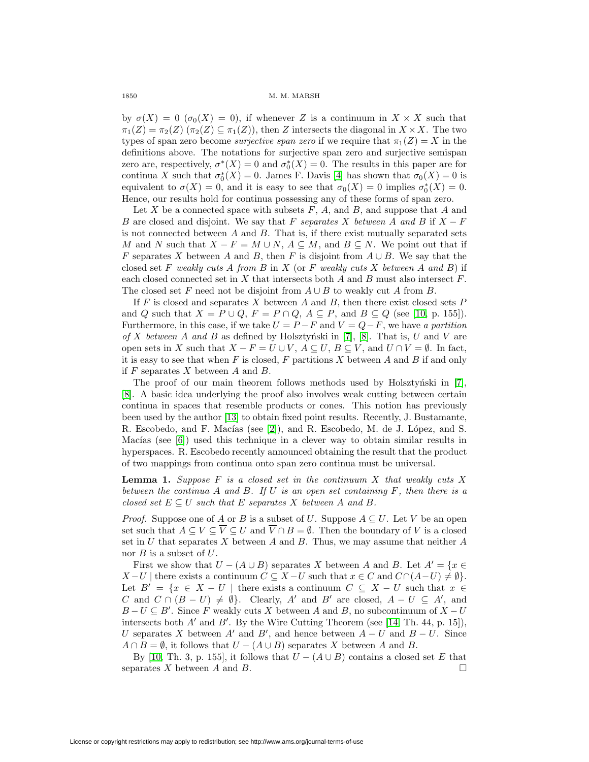by $\sigma(X) = 0$ ($\sigma_0(X) = 0$), if whenever $Z$ is a continuum in $X \times X$ such that $\pi_1(Z) = \pi_2(Z)$ ($\pi_2(Z) \subseteq \pi_1(Z)$), then $Z$ intersects the diagonal in $X \times X$. The two types of span zero become *surjective span zero* if we require that $\pi_1(Z) = X$ in the definitions above. The notations for surjective span zero and surjective semispan zero are, respectively, $\sigma^*(X) = 0$ and $\sigma_0^*(X) = 0$. The results in this paper are for continua $X$ such that $\sigma_0^*(X) = 0$. James F. Davis [4] has shown that $\sigma_0(X) = 0$ is equivalent to $\sigma(X) = 0$, and it is easy to see that $\sigma_0(X) = 0$ implies $\sigma_0^*(X) = 0$. Hence, our results hold for continua possessing any of these forms of span zero.

Let $X$ be a connected space with subsets $F$, $A$, and $B$, and suppose that $A$ and $B$ are closed and disjoint. We say that $F$ *separates* $X$ *between* $A$ *and* $B$ if $X - F$ is not connected between $A$ and $B$. That is, if there exist mutually separated sets $M$ and $N$ such that $X - F = M \cup N$, $A \subseteq M$, and $B \subseteq N$. We point out that if $F$ separates $X$ between $A$ and $B$, then $F$ is disjoint from $A \cup B$. We say that the closed set $F$ *weakly cuts* $A$ *from* $B$ in $X$ (or $F$ *weakly cuts* $X$ *between* $A$ *and* $B$) if each closed connected set in $X$ that intersects both $A$ and $B$ must also intersect $F$. The closed set $F$ need not be disjoint from $A \cup B$ to weakly cut $A$ from $B$.

If $F$ is closed and separates $X$ between $A$ and $B$, then there exist closed sets $P$ and $Q$ such that $X = P \cup Q$, $F = P \cap Q$, $A \subseteq P$, and $B \subseteq Q$ (see [10, p. 155]). Furthermore, in this case, if we take $U = P - F$ and $V = Q - F$, we have *a partition of* $X$ *between* $A$ *and* $B$ as defined by Holsztyński in [7], [8]. That is, $U$ and $V$ are open sets in $X$ such that $X - F = U \cup V$, $A \subseteq U$, $B \subseteq V$, and $U \cap V = \emptyset$. In fact, it is easy to see that when $F$ is closed, $F$ partitions $X$ between $A$ and $B$ if and only if $F$ separates $X$ between $A$ and $B$.

The proof of our main theorem follows methods used by Holsztyński in [7], [8]. A basic idea underlying the proof also involves weak cutting between certain continua in spaces that resemble products or cones. This notion has previously been used by the author [13] to obtain fixed point results. Recently, J. Bustamante, R. Escobedo, and F. Macías (see [2]), and R. Escobedo, M. de J. López, and S. Macías (see [6]) used this technique in a clever way to obtain similar results in hyperspaces. R. Escobedo recently announced obtaining the result that the product of two mappings from continua onto span zero continua must be universal.

**Lemma 1.** *Suppose $F$ is a closed set in the continuum $X$ that weakly cuts $X$ between the continua $A$ and $B$. If $U$ is an open set containing $F$, then there is a closed set $E \subseteq U$ such that $E$ separates $X$ between $A$ and $B$.*

*Proof.* Suppose one of $A$ or $B$ is a subset of $U$. Suppose $A \subseteq U$. Let $V$ be an open set such that $A \subseteq V \subseteq \overline{V} \subseteq U$ and $\overline{V} \cap B = \emptyset$. Then the boundary of $V$ is a closed set in $U$ that separates $X$ between $A$ and $B$. Thus, we may assume that neither $A$ nor $B$ is a subset of $U$.

First we show that $U - (A \cup B)$ separates $X$ between $A$ and $B$. Let $A' = \{x \in X - U \mid$ there exists a continuum $C \subseteq X - U$ such that $x \in C$ and $C \cap (A - U) \neq \emptyset\}$. Let $B' = \{x \in X - U \mid$ there exists a continuum $C \subseteq X - U$ such that $x \in C$ and $C \cap (B - U) \neq \emptyset\}$. Clearly, $A'$ and $B'$ are closed, $A - U \subseteq A'$, and $B - U \subseteq B'$. Since $F$ weakly cuts $X$ between $A$ and $B$, no subcontinuum of $X - U$ intersects both $A'$ and $B'$. By the Wire Cutting Theorem (see [14, Th. 44, p. 15]), $U$ separates $X$ between $A'$ and $B'$, and hence between $A - U$ and $B - U$. Since $A \cap B = \emptyset$, it follows that $U - (A \cup B)$ separates $X$ between $A$ and $B$.

By [10, Th. 3, p. 155], it follows that $U - (A \cup B)$ contains a closed set $E$ that separates $X$ between $A$ and $B$. $\square$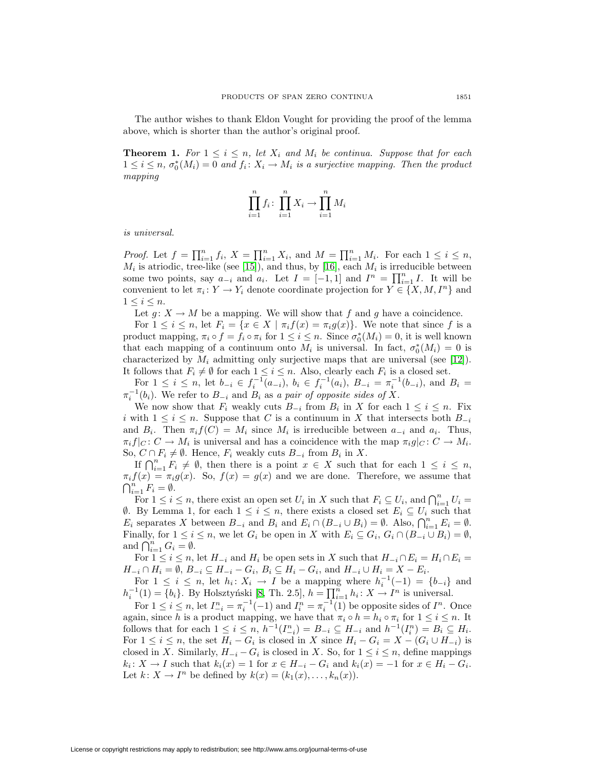The author wishes to thank Eldon Vought for providing the proof of the lemma above, which is shorter than the author's original proof.

**Theorem 1.** *For $1 \leq i \leq n$, let $X_i$ and $M_i$ be continua. Suppose that for each $1 \leq i \leq n$, $\sigma_0^*(M_i) = 0$ and $f_i \colon X_i \to M_i$ is a surjective mapping. Then the product mapping*

$$\prod_{i=1}^{n} f_i \colon \prod_{i=1}^{n} X_i \to \prod_{i=1}^{n} M_i$$

*is universal.*

*Proof.* Let $f = \prod_{i=1}^n f_i$, $X = \prod_{i=1}^n X_i$, and $M = \prod_{i=1}^n M_i$. For each $1 \leq i \leq n$, $M_i$ is atriodic, tree-like (see [15]), and thus, by [16], each $M_i$ is irreducible between some two points, say $a_{-i}$ and $a_i$. Let $I = [-1, 1]$ and $I^n = \prod_{i=1}^n I$. It will be convenient to let $\pi_i \colon Y \to Y_i$ denote coordinate projection for $Y \in \{X, M, I^n\}$ and $1 \leq i \leq n$.

Let $g \colon X \to M$ be a mapping. We will show that $f$ and $g$ have a coincidence.

For $1 \leq i \leq n$, let $F_i = \{x \in X \mid \pi_i f(x) = \pi_i g(x)\}$. We note that since $f$ is a product mapping, $\pi_i \circ f = f_i \circ \pi_i$ for $1 \leq i \leq n$. Since $\sigma_0^*(M_i) = 0$, it is well known that each mapping of a continuum onto $M_i$ is universal. In fact, $\sigma_0^*(M_i) = 0$ is characterized by $M_i$ admitting only surjective maps that are universal (see [12]). It follows that $F_i \neq \emptyset$ for each $1 \leq i \leq n$. Also, clearly each $F_i$ is a closed set.

For $1 \leq i \leq n$, let $b_{-i} \in f_i^{-1}(a_{-i})$, $b_i \in f_i^{-1}(a_i)$, $B_{-i} = \pi_i^{-1}(b_{-i})$, and $B_i = \pi_i^{-1}(b_i)$. We refer to $B_{-i}$ and $B_i$ as *a pair of opposite sides of* $X$.

We now show that $F_i$ weakly cuts $B_{-i}$ from $B_i$ in $X$ for each $1 \leq i \leq n$. Fix $i$ with $1 \leq i \leq n$. Suppose that $C$ is a continuum in $X$ that intersects both $B_{-i}$ and $B_i$. Then $\pi_i f(C) = M_i$ since $M_i$ is irreducible between $a_{-i}$ and $a_i$. Thus, $\pi_i f|_C \colon C \to M_i$ is universal and has a coincidence with the map $\pi_i g|_C \colon C \to M_i$. So, $C \cap F_i \neq \emptyset$. Hence, $F_i$ weakly cuts $B_{-i}$ from $B_i$ in $X$.

If $\bigcap_{i=1}^n F_i \neq \emptyset$, then there is a point $x \in X$ such that for each $1 \leq i \leq n$, $\pi_i f(x) = \pi_i g(x)$. So, $f(x) = g(x)$ and we are done. Therefore, we assume that $\bigcap_{i=1}^n F_i = \emptyset$.

For $1 \leq i \leq n$, there exist an open set $U_i$ in $X$ such that $F_i \subseteq U_i$, and $\bigcap_{i=1}^n U_i = \emptyset$. By Lemma 1, for each $1 \leq i \leq n$, there exists a closed set $E_i \subseteq U_i$ such that $E_i$ separates $X$ between $B_{-i}$ and $B_i$ and $E_i \cap (B_{-i} \cup B_i) = \emptyset$. Also, $\bigcap_{i=1}^n E_i = \emptyset$. Finally, for $1 \leq i \leq n$, we let $G_i$ be open in $X$ with $E_i \subseteq G_i$, $G_i \cap (B_{-i} \cup B_i) = \emptyset$, and $\bigcap_{i=1}^n G_i = \emptyset$.

For $1 \leq i \leq n$, let $H_{-i}$ and $H_i$ be open sets in $X$ such that $H_{-i} \cap E_i = H_i \cap E_i = H_{-i} \cap H_i = \emptyset$, $B_{-i} \subseteq H_{-i} - G_i$, $B_i \subseteq H_i - G_i$, and $H_{-i} \cup H_i = X - E_i$.

For $1 \leq i \leq n$, let $h_i \colon X_i \to I$ be a mapping where $h_i^{-1}(-1) = \{b_{-i}\}$ and $h_i^{-1}(1) = \{b_i\}$. By Holsztyński [8, Th. 2.5], $h = \prod_{i=1}^n h_i \colon X \to I^n$ is universal.

For $1 \leq i \leq n$, let $I_{-i}^n = \pi_i^{-1}(-1)$ and $I_i^n = \pi_i^{-1}(1)$ be opposite sides of $I^n$. Once again, since $h$ is a product mapping, we have that $\pi_i \circ h = h_i \circ \pi_i$ for $1 \leq i \leq n$. It follows that for each $1 \leq i \leq n$, $h^{-1}(I_{-i}^n) = B_{-i} \subseteq H_{-i}$ and $h^{-1}(I_i^n) = B_i \subseteq H_i$. For $1 \leq i \leq n$, the set $H_i - G_i$ is closed in $X$ since $H_i - G_i = X - (G_i \cup H_{-i})$ is closed in $X$. Similarly, $H_{-i} - G_i$ is closed in $X$. So, for $1 \leq i \leq n$, define mappings $k_i \colon X \to I$ such that $k_i(x) = 1$ for $x \in H_{-i} - G_i$ and $k_i(x) = -1$ for $x \in H_i - G_i$. Let $k \colon X \to I^n$ be defined by $k(x) = (k_1(x), \ldots, k_n(x))$.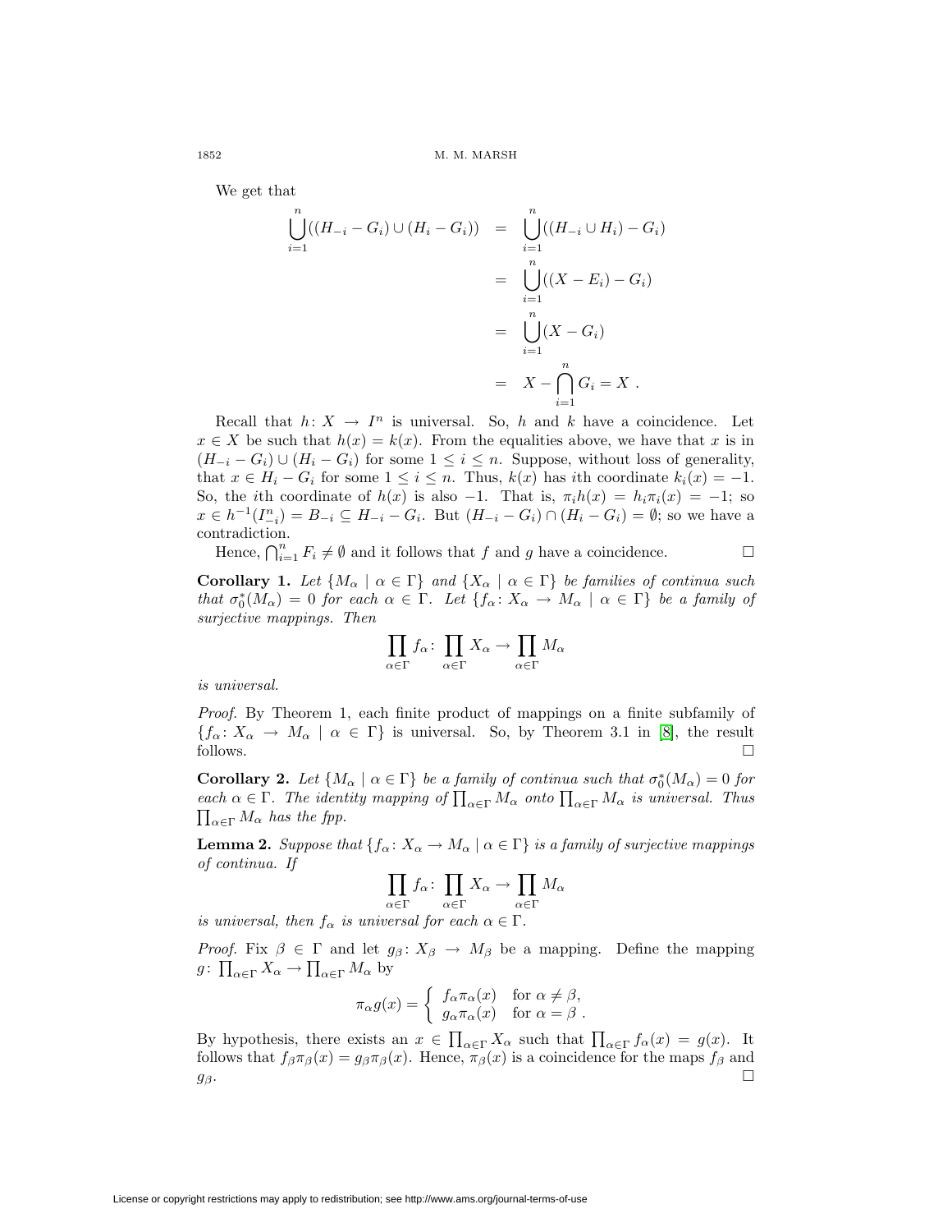We get that

$$
\begin{aligned}
\bigcup_{i=1}^{n}((H_{-i} - G_i) \cup (H_i - G_i)) &= \bigcup_{i=1}^{n}((H_{-i} \cup H_i) - G_i) \\
&= \bigcup_{i=1}^{n}((X - E_i) - G_i) \\
&= \bigcup_{i=1}^{n}(X - G_i) \\
&= X - \bigcap_{i=1}^{n} G_i = X \ .
\end{aligned}
$$

Recall that $h\colon X \to I^n$ is universal. So, $h$ and $k$ have a coincidence. Let $x \in X$ be such that $h(x) = k(x)$. From the equalities above, we have that $x$ is in $(H_{-i} - G_i) \cup (H_i - G_i)$ for some $1 \le i \le n$. Suppose, without loss of generality, that $x \in H_i - G_i$ for some $1 \le i \le n$. Thus, $k(x)$ has $i$th coordinate $k_i(x) = -1$. So, the $i$th coordinate of $h(x)$ is also $-1$. That is, $\pi_i h(x) = h_i \pi_i(x) = -1$; so $x \in h^{-1}(I^n_{-i}) = B_{-i} \subseteq H_{-i} - G_i$. But $(H_{-i} - G_i) \cap (H_i - G_i) = \emptyset$; so we have a contradiction.

Hence, $\bigcap_{i=1}^{n} F_i \neq \emptyset$ and it follows that $f$ and $g$ have a coincidence. □

**Corollary 1.** *Let $\{M_\alpha \mid \alpha \in \Gamma\}$ and $\{X_\alpha \mid \alpha \in \Gamma\}$ be families of continua such that $\sigma_0^*(M_\alpha) = 0$ for each $\alpha \in \Gamma$. Let $\{f_\alpha\colon X_\alpha \to M_\alpha \mid \alpha \in \Gamma\}$ be a family of surjective mappings. Then*

$$\prod_{\alpha\in\Gamma} f_\alpha\colon \prod_{\alpha\in\Gamma} X_\alpha \to \prod_{\alpha\in\Gamma} M_\alpha$$

*is universal.*

*Proof.* By Theorem 1, each finite product of mappings on a finite subfamily of $\{f_\alpha\colon X_\alpha \to M_\alpha \mid \alpha \in \Gamma\}$ is universal. So, by Theorem 3.1 in [8], the result follows. □

**Corollary 2.** *Let $\{M_\alpha \mid \alpha \in \Gamma\}$ be a family of continua such that $\sigma_0^*(M_\alpha) = 0$ for each $\alpha \in \Gamma$. The identity mapping of $\prod_{\alpha\in\Gamma} M_\alpha$ onto $\prod_{\alpha\in\Gamma} M_\alpha$ is universal. Thus $\prod_{\alpha\in\Gamma} M_\alpha$ has the fpp.*

**Lemma 2.** *Suppose that $\{f_\alpha\colon X_\alpha \to M_\alpha \mid \alpha \in \Gamma\}$ is a family of surjective mappings of continua. If*

$$\prod_{\alpha\in\Gamma} f_\alpha\colon \prod_{\alpha\in\Gamma} X_\alpha \to \prod_{\alpha\in\Gamma} M_\alpha$$

*is universal, then $f_\alpha$ is universal for each $\alpha \in \Gamma$.*

*Proof.* Fix $\beta \in \Gamma$ and let $g_\beta\colon X_\beta \to M_\beta$ be a mapping. Define the mapping $g\colon \prod_{\alpha\in\Gamma} X_\alpha \to \prod_{\alpha\in\Gamma} M_\alpha$ by

$$\pi_\alpha g(x) = \begin{cases} f_\alpha \pi_\alpha(x) & \text{for } \alpha \neq \beta, \\ g_\alpha \pi_\alpha(x) & \text{for } \alpha = \beta \ . \end{cases}$$

By hypothesis, there exists an $x \in \prod_{\alpha\in\Gamma} X_\alpha$ such that $\prod_{\alpha\in\Gamma} f_\alpha(x) = g(x)$. It follows that $f_\beta \pi_\beta(x) = g_\beta \pi_\beta(x)$. Hence, $\pi_\beta(x)$ is a coincidence for the maps $f_\beta$ and $g_\beta$. □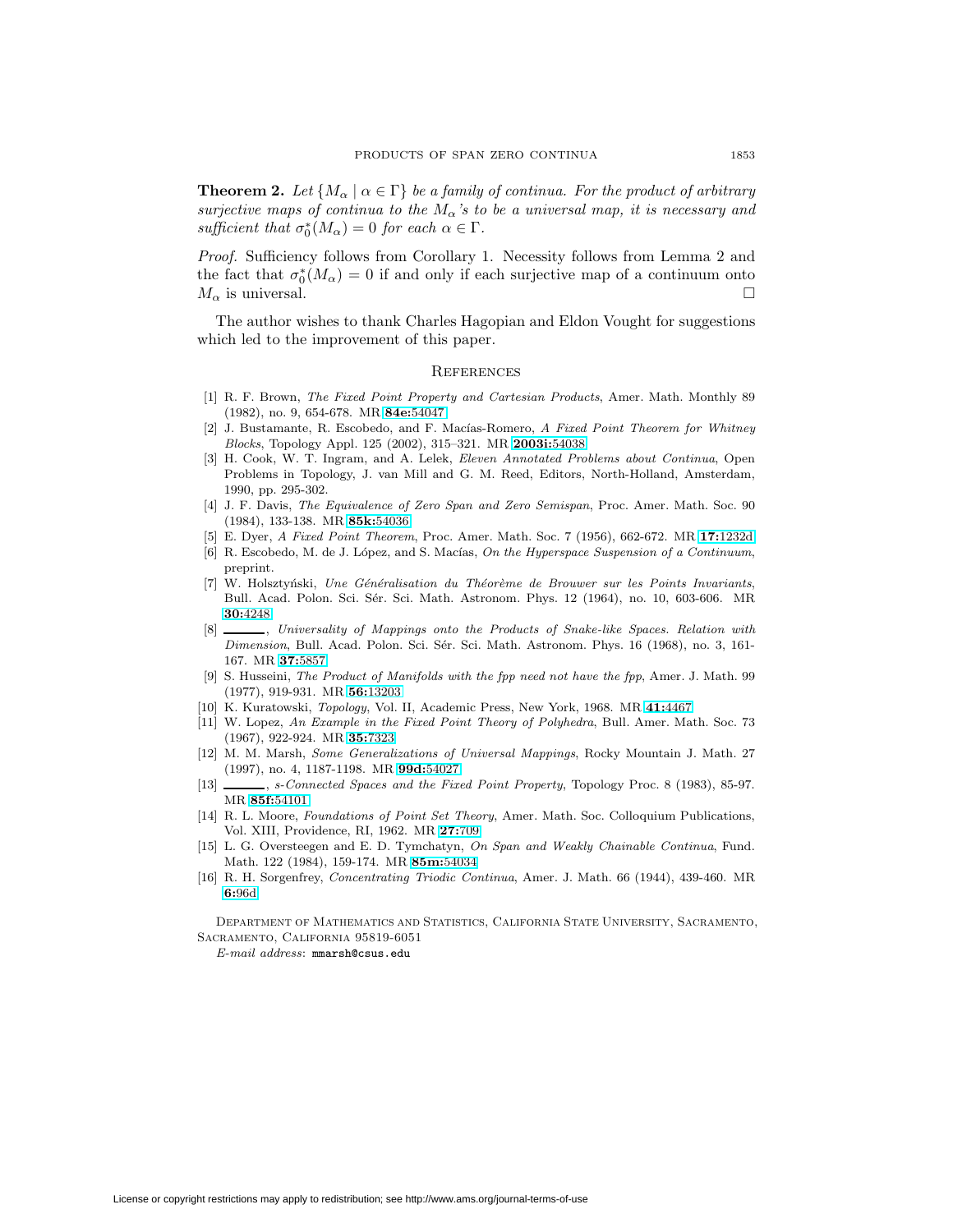**Theorem 2.** *Let $\{M_\alpha \mid \alpha \in \Gamma\}$ be a family of continua. For the product of arbitrary surjective maps of continua to the $M_\alpha$'s to be a universal map, it is necessary and sufficient that $\sigma_0^*(M_\alpha) = 0$ for each $\alpha \in \Gamma$.*

*Proof.* Sufficiency follows from Corollary 1. Necessity follows from Lemma 2 and the fact that $\sigma_0^*(M_\alpha) = 0$ if and only if each surjective map of a continuum onto $M_\alpha$ is universal. □

The author wishes to thank Charles Hagopian and Eldon Vought for suggestions which led to the improvement of this paper.

## References

[1] R. F. Brown, *The Fixed Point Property and Cartesian Products*, Amer. Math. Monthly 89 (1982), no. 9, 654-678. MR **84e:**54047

[2] J. Bustamante, R. Escobedo, and F. Macías-Romero, *A Fixed Point Theorem for Whitney Blocks*, Topology Appl. 125 (2002), 315–321. MR **2003i:**54038

[3] H. Cook, W. T. Ingram, and A. Lelek, *Eleven Annotated Problems about Continua*, Open Problems in Topology, J. van Mill and G. M. Reed, Editors, North-Holland, Amsterdam, 1990, pp. 295-302.

[4] J. F. Davis, *The Equivalence of Zero Span and Zero Semispan*, Proc. Amer. Math. Soc. 90 (1984), 133-138. MR **85k:**54036

[5] E. Dyer, *A Fixed Point Theorem*, Proc. Amer. Math. Soc. 7 (1956), 662-672. MR **17:**1232d

[6] R. Escobedo, M. de J. López, and S. Macías, *On the Hyperspace Suspension of a Continuum*, preprint.

[7] W. Holsztyński, *Une Généralisation du Théorème de Brouwer sur les Points Invariants*, Bull. Acad. Polon. Sci. Sér. Sci. Math. Astronom. Phys. 12 (1964), no. 10, 603-606. MR **30:**4248

[8] ———, *Universality of Mappings onto the Products of Snake-like Spaces. Relation with Dimension*, Bull. Acad. Polon. Sci. Sér. Sci. Math. Astronom. Phys. 16 (1968), no. 3, 161-167. MR **37:**5857

[9] S. Husseini, *The Product of Manifolds with the fpp need not have the fpp*, Amer. J. Math. 99 (1977), 919-931. MR **56:**13203

[10] K. Kuratowski, *Topology*, Vol. II, Academic Press, New York, 1968. MR **41:**4467

[11] W. Lopez, *An Example in the Fixed Point Theory of Polyhedra*, Bull. Amer. Math. Soc. 73 (1967), 922-924. MR **35:**7323

[12] M. M. Marsh, *Some Generalizations of Universal Mappings*, Rocky Mountain J. Math. 27 (1997), no. 4, 1187-1198. MR **99d:**54027

[13] ———, *s-Connected Spaces and the Fixed Point Property*, Topology Proc. 8 (1983), 85-97. MR **85f:**54101

[14] R. L. Moore, *Foundations of Point Set Theory*, Amer. Math. Soc. Colloquium Publications, Vol. XIII, Providence, RI, 1962. MR **27:**709

[15] L. G. Oversteegen and E. D. Tymchatyn, *On Span and Weakly Chainable Continua*, Fund. Math. 122 (1984), 159-174. MR **85m:**54034

[16] R. H. Sorgenfrey, *Concentrating Triodic Continua*, Amer. J. Math. 66 (1944), 439-460. MR **6:**96d

Department of Mathematics and Statistics, California State University, Sacramento, Sacramento, California 95819-6051

*E-mail address*: mmarsh@csus.edu